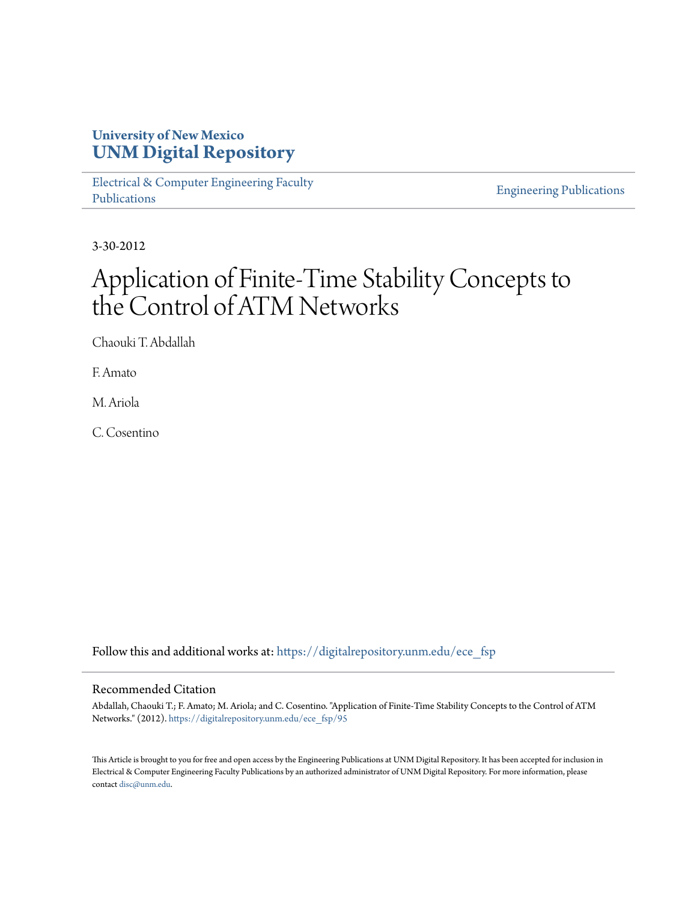University of New Mexico
**UNM Digital Repository**

Electrical & Computer Engineering Faculty Publications

Engineering Publications

3-30-2012

# Application of Finite-Time Stability Concepts to the Control of ATM Networks

Chaouki T. Abdallah

F. Amato

M. Ariola

C. Cosentino

Follow this and additional works at: https://digitalrepository.unm.edu/ece_fsp

## Recommended Citation

Abdallah, Chaouki T.; F. Amato; M. Ariola; and C. Cosentino. "Application of Finite-Time Stability Concepts to the Control of ATM Networks." (2012). https://digitalrepository.unm.edu/ece_fsp/95

This Article is brought to you for free and open access by the Engineering Publications at UNM Digital Repository. It has been accepted for inclusion in Electrical & Computer Engineering Faculty Publications by an authorized administrator of UNM Digital Repository. For more information, please contact disc@unm.edu.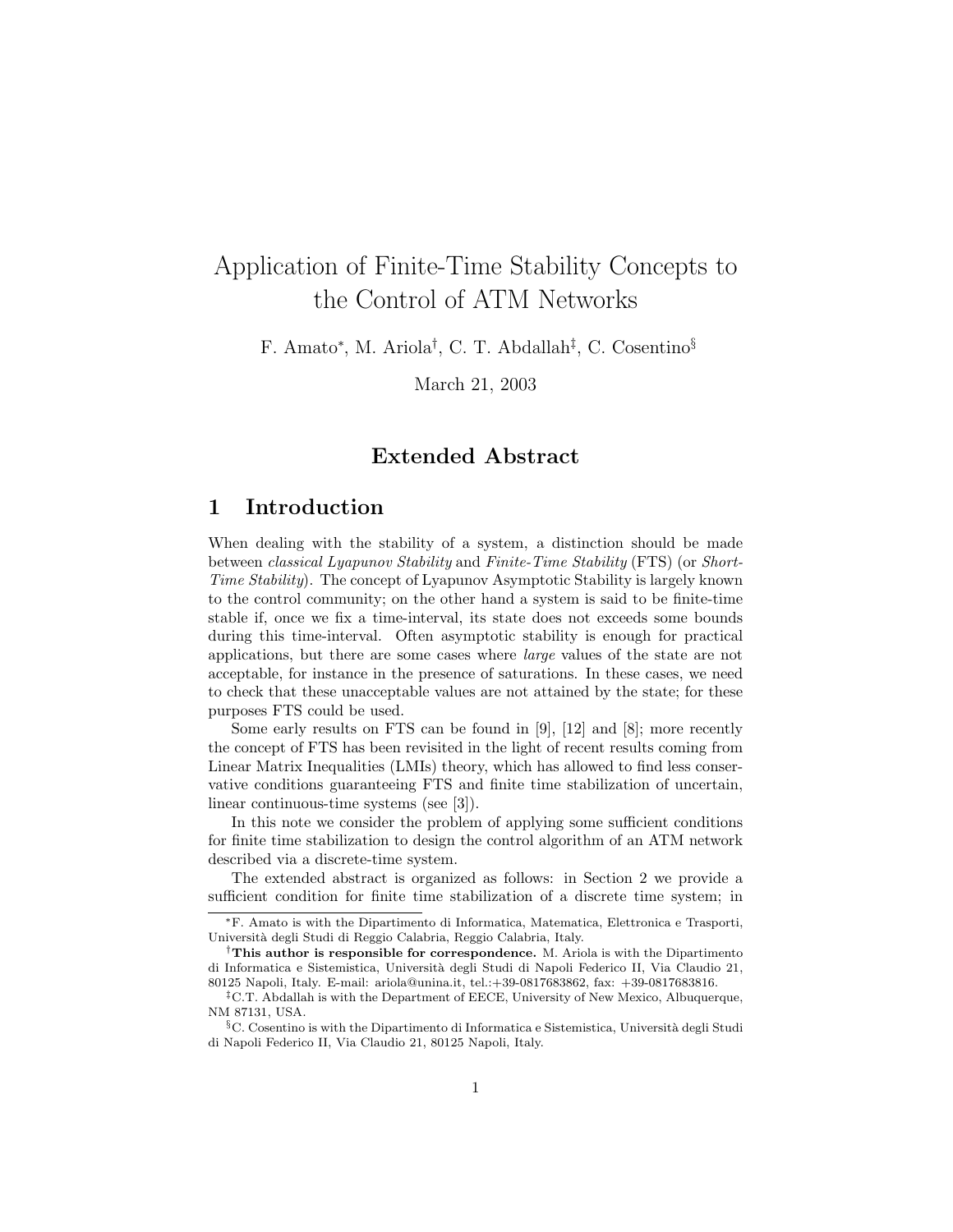# Application of Finite-Time Stability Concepts to the Control of ATM Networks

F. Amato[*], M. Ariola[†], C. T. Abdallah[‡], C. Cosentino[§]

March 21, 2003

## Extended Abstract

## 1 Introduction

When dealing with the stability of a system, a distinction should be made between *classical Lyapunov Stability* and *Finite-Time Stability* (FTS) (or *Short-Time Stability*). The concept of Lyapunov Asymptotic Stability is largely known to the control community; on the other hand a system is said to be finite-time stable if, once we fix a time-interval, its state does not exceeds some bounds during this time-interval. Often asymptotic stability is enough for practical applications, but there are some cases where *large* values of the state are not acceptable, for instance in the presence of saturations. In these cases, we need to check that these unacceptable values are not attained by the state; for these purposes FTS could be used.

Some early results on FTS can be found in [9], [12] and [8]; more recently the concept of FTS has been revisited in the light of recent results coming from Linear Matrix Inequalities (LMIs) theory, which has allowed to find less conservative conditions guaranteeing FTS and finite time stabilization of uncertain, linear continuous-time systems (see [3]).

In this note we consider the problem of applying some sufficient conditions for finite time stabilization to design the control algorithm of an ATM network described via a discrete-time system.

The extended abstract is organized as follows: in Section 2 we provide a sufficient condition for finite time stabilization of a discrete time system; in

[*] F. Amato is with the Dipartimento di Informatica, Matematica, Elettronica e Trasporti, Università degli Studi di Reggio Calabria, Reggio Calabria, Italy.

[†] **This author is responsible for correspondence.** M. Ariola is with the Dipartimento di Informatica e Sistemistica, Università degli Studi di Napoli Federico II, Via Claudio 21, 80125 Napoli, Italy. E-mail: ariola@unina.it, tel.:+39-0817683862, fax: +39-0817683816.

[‡] C.T. Abdallah is with the Department of EECE, University of New Mexico, Albuquerque, NM 87131, USA.

[§] C. Cosentino is with the Dipartimento di Informatica e Sistemistica, Università degli Studi di Napoli Federico II, Via Claudio 21, 80125 Napoli, Italy.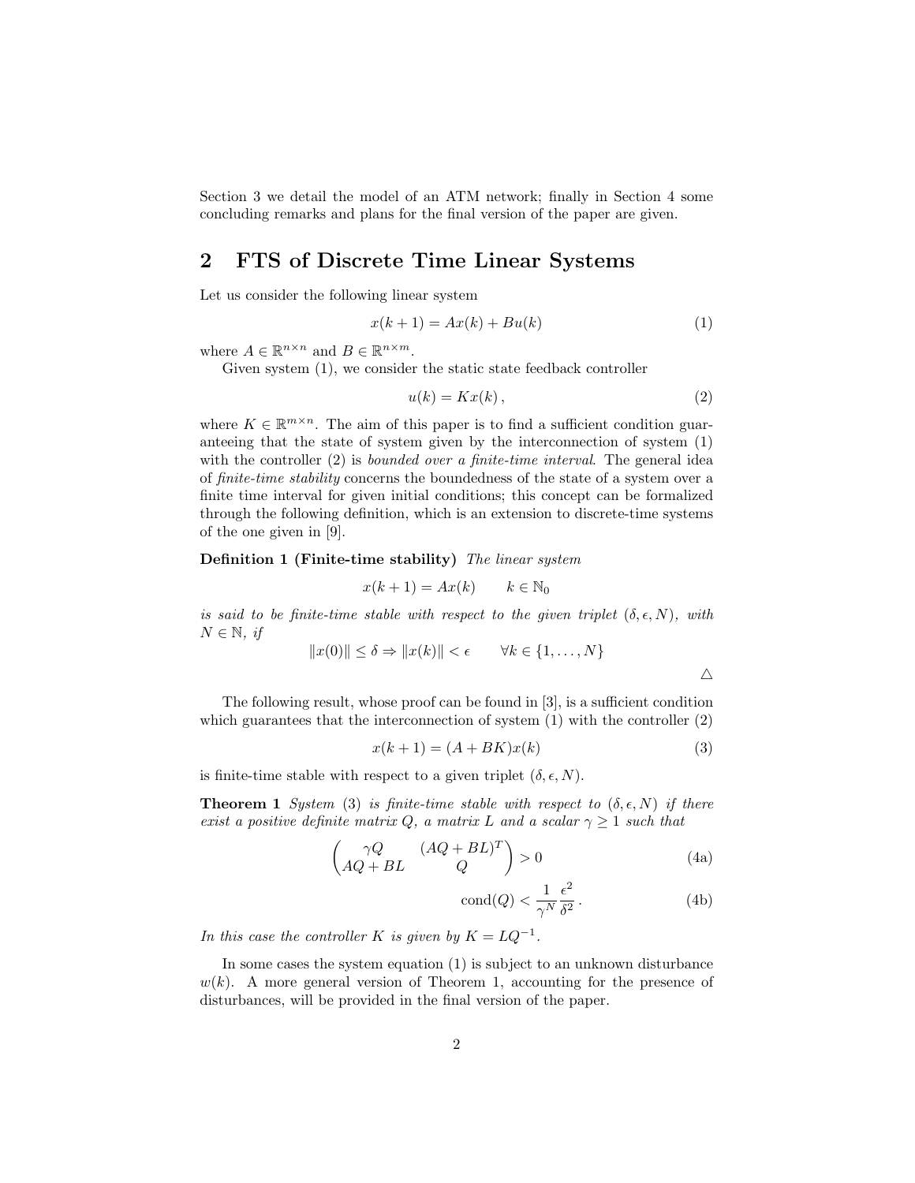Section 3 we detail the model of an ATM network; finally in Section 4 some concluding remarks and plans for the final version of the paper are given.

## 2 FTS of Discrete Time Linear Systems

Let us consider the following linear system

$$x(k+1) = Ax(k) + Bu(k) \tag{1}$$

where $A \in \mathbb{R}^{n \times n}$ and $B \in \mathbb{R}^{n \times m}$.

Given system (1), we consider the static state feedback controller

$$u(k) = Kx(k)\,, \tag{2}$$

where $K \in \mathbb{R}^{m \times n}$. The aim of this paper is to find a sufficient condition guaranteeing that the state of system given by the interconnection of system (1) with the controller (2) is *bounded over a finite-time interval*. The general idea of *finite-time stability* concerns the boundedness of the state of a system over a finite time interval for given initial conditions; this concept can be formalized through the following definition, which is an extension to discrete-time systems of the one given in [9].

**Definition 1 (Finite-time stability)** *The linear system*

$$x(k+1) = Ax(k) \qquad k \in \mathbb{N}_0$$

*is said to be finite-time stable with respect to the given triplet $(\delta, \epsilon, N)$, with $N \in \mathbb{N}$, if*

$$\|x(0)\| \le \delta \Rightarrow \|x(k)\| < \epsilon \qquad \forall k \in \{1, \ldots, N\}$$

△

The following result, whose proof can be found in [3], is a sufficient condition which guarantees that the interconnection of system (1) with the controller (2)

$$x(k+1) = (A + BK)x(k) \tag{3}$$

is finite-time stable with respect to a given triplet $(\delta, \epsilon, N)$.

**Theorem 1** *System* (3) *is finite-time stable with respect to $(\delta, \epsilon, N)$ if there exist a positive definite matrix $Q$, a matrix $L$ and a scalar $\gamma \ge 1$ such that*

$$\begin{pmatrix} \gamma Q & (AQ + BL)^T \\ AQ + BL & Q \end{pmatrix} > 0 \tag{4a}$$

$$\mathrm{cond}(Q) < \frac{1}{\gamma^N} \frac{\epsilon^2}{\delta^2}\,. \tag{4b}$$

*In this case the controller $K$ is given by $K = LQ^{-1}$.*

In some cases the system equation (1) is subject to an unknown disturbance $w(k)$. A more general version of Theorem 1, accounting for the presence of disturbances, will be provided in the final version of the paper.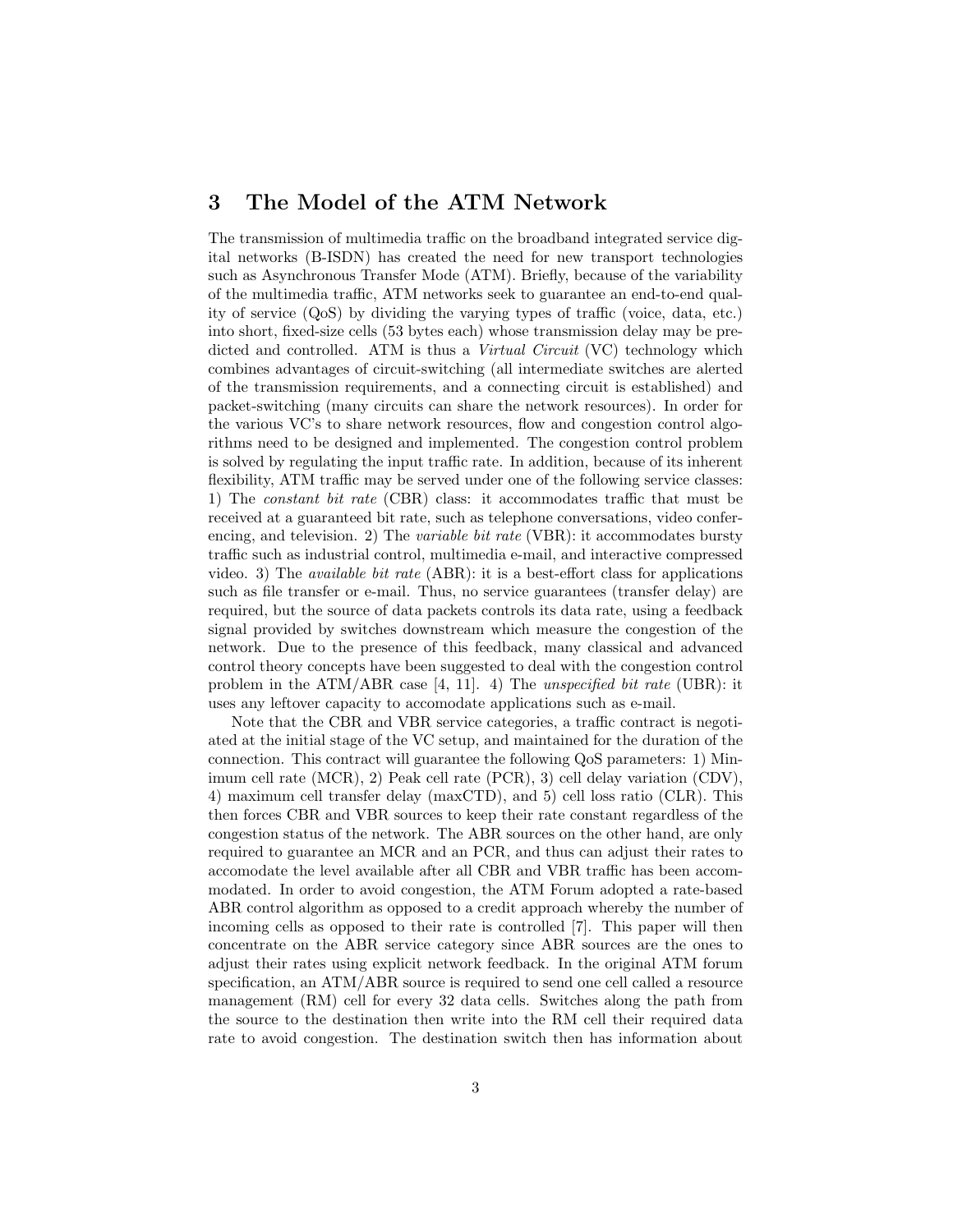## 3 The Model of the ATM Network

The transmission of multimedia traffic on the broadband integrated service digital networks (B-ISDN) has created the need for new transport technologies such as Asynchronous Transfer Mode (ATM). Briefly, because of the variability of the multimedia traffic, ATM networks seek to guarantee an end-to-end quality of service (QoS) by dividing the varying types of traffic (voice, data, etc.) into short, fixed-size cells (53 bytes each) whose transmission delay may be predicted and controlled. ATM is thus a *Virtual Circuit* (VC) technology which combines advantages of circuit-switching (all intermediate switches are alerted of the transmission requirements, and a connecting circuit is established) and packet-switching (many circuits can share the network resources). In order for the various VC's to share network resources, flow and congestion control algorithms need to be designed and implemented. The congestion control problem is solved by regulating the input traffic rate. In addition, because of its inherent flexibility, ATM traffic may be served under one of the following service classes: 1) The *constant bit rate* (CBR) class: it accommodates traffic that must be received at a guaranteed bit rate, such as telephone conversations, video conferencing, and television. 2) The *variable bit rate* (VBR): it accommodates bursty traffic such as industrial control, multimedia e-mail, and interactive compressed video. 3) The *available bit rate* (ABR): it is a best-effort class for applications such as file transfer or e-mail. Thus, no service guarantees (transfer delay) are required, but the source of data packets controls its data rate, using a feedback signal provided by switches downstream which measure the congestion of the network. Due to the presence of this feedback, many classical and advanced control theory concepts have been suggested to deal with the congestion control problem in the ATM/ABR case [4, 11]. 4) The *unspecified bit rate* (UBR): it uses any leftover capacity to accomodate applications such as e-mail.

Note that the CBR and VBR service categories, a traffic contract is negotiated at the initial stage of the VC setup, and maintained for the duration of the connection. This contract will guarantee the following QoS parameters: 1) Minimum cell rate (MCR), 2) Peak cell rate (PCR), 3) cell delay variation (CDV), 4) maximum cell transfer delay (maxCTD), and 5) cell loss ratio (CLR). This then forces CBR and VBR sources to keep their rate constant regardless of the congestion status of the network. The ABR sources on the other hand, are only required to guarantee an MCR and an PCR, and thus can adjust their rates to accomodate the level available after all CBR and VBR traffic has been accommodated. In order to avoid congestion, the ATM Forum adopted a rate-based ABR control algorithm as opposed to a credit approach whereby the number of incoming cells as opposed to their rate is controlled [7]. This paper will then concentrate on the ABR service category since ABR sources are the ones to adjust their rates using explicit network feedback. In the original ATM forum specification, an ATM/ABR source is required to send one cell called a resource management (RM) cell for every 32 data cells. Switches along the path from the source to the destination then write into the RM cell their required data rate to avoid congestion. The destination switch then has information about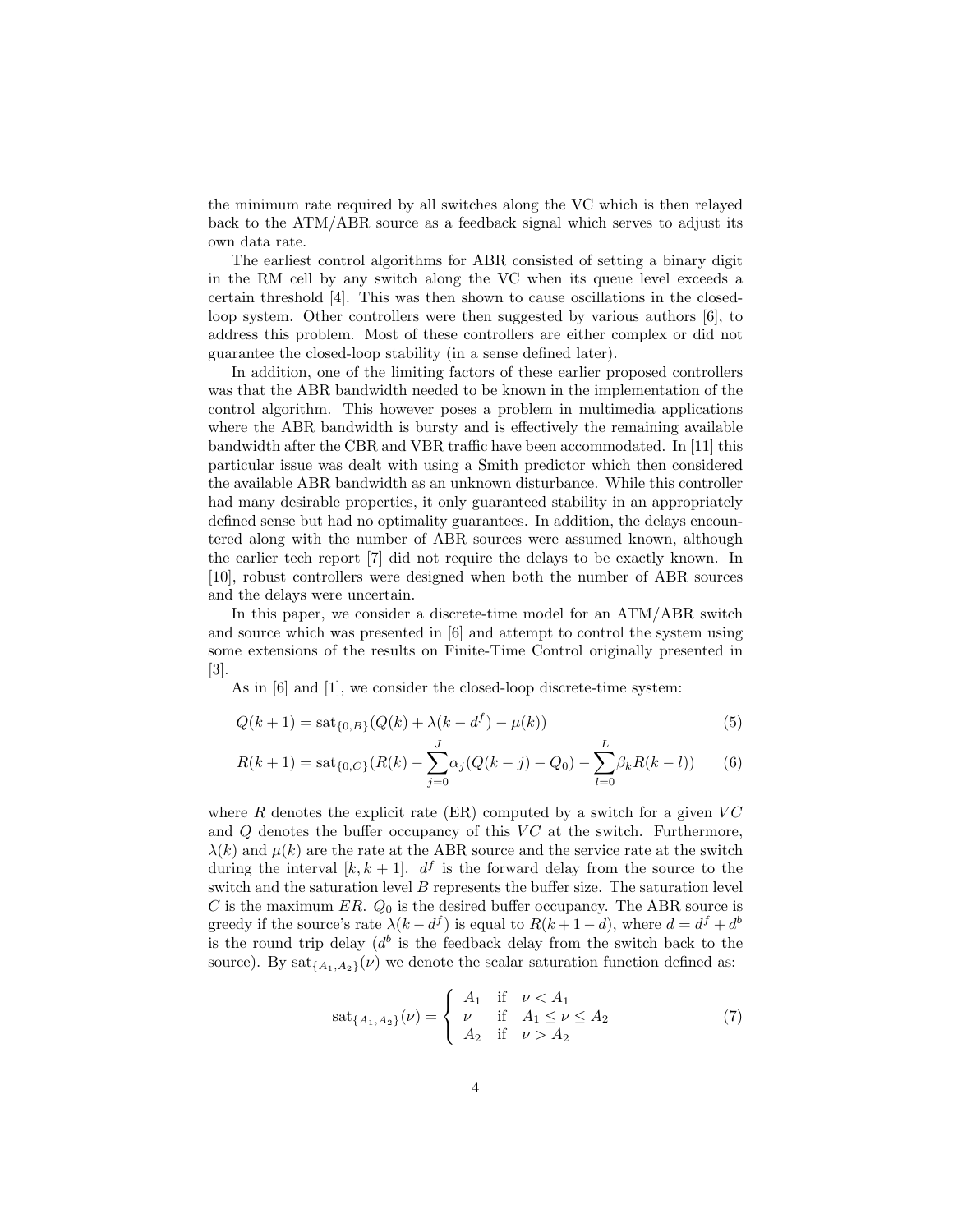the minimum rate required by all switches along the VC which is then relayed back to the ATM/ABR source as a feedback signal which serves to adjust its own data rate.

The earliest control algorithms for ABR consisted of setting a binary digit in the RM cell by any switch along the VC when its queue level exceeds a certain threshold [4]. This was then shown to cause oscillations in the closed-loop system. Other controllers were then suggested by various authors [6], to address this problem. Most of these controllers are either complex or did not guarantee the closed-loop stability (in a sense defined later).

In addition, one of the limiting factors of these earlier proposed controllers was that the ABR bandwidth needed to be known in the implementation of the control algorithm. This however poses a problem in multimedia applications where the ABR bandwidth is bursty and is effectively the remaining available bandwidth after the CBR and VBR traffic have been accommodated. In [11] this particular issue was dealt with using a Smith predictor which then considered the available ABR bandwidth as an unknown disturbance. While this controller had many desirable properties, it only guaranteed stability in an appropriately defined sense but had no optimality guarantees. In addition, the delays encountered along with the number of ABR sources were assumed known, although the earlier tech report [7] did not require the delays to be exactly known. In [10], robust controllers were designed when both the number of ABR sources and the delays were uncertain.

In this paper, we consider a discrete-time model for an ATM/ABR switch and source which was presented in [6] and attempt to control the system using some extensions of the results on Finite-Time Control originally presented in [3].

As in [6] and [1], we consider the closed-loop discrete-time system:

$$Q(k+1) = \mathrm{sat}_{\{0,B\}}(Q(k) + \lambda(k-d^f) - \mu(k)) \tag{5}$$

$$R(k+1) = \mathrm{sat}_{\{0,C\}}(R(k) - \sum_{j=0}^{J}\alpha_j(Q(k-j) - Q_0) - \sum_{l=0}^{L}\beta_k R(k-l)) \tag{6}$$

where $R$ denotes the explicit rate (ER) computed by a switch for a given $VC$ and $Q$ denotes the buffer occupancy of this $VC$ at the switch. Furthermore, $\lambda(k)$ and $\mu(k)$ are the rate at the ABR source and the service rate at the switch during the interval $[k, k+1]$. $d^f$ is the forward delay from the source to the switch and the saturation level $B$ represents the buffer size. The saturation level $C$ is the maximum $ER$. $Q_0$ is the desired buffer occupancy. The ABR source is greedy if the source's rate $\lambda(k-d^f)$ is equal to $R(k+1-d)$, where $d = d^f + d^b$ is the round trip delay ($d^b$ is the feedback delay from the switch back to the source). By $\mathrm{sat}_{\{A_1,A_2\}}(\nu)$ we denote the scalar saturation function defined as:

$$\mathrm{sat}_{\{A_1,A_2\}}(\nu) = \begin{cases} A_1 & \text{if} \quad \nu < A_1 \\ \nu & \text{if} \quad A_1 \leq \nu \leq A_2 \\ A_2 & \text{if} \quad \nu > A_2 \end{cases} \tag{7}$$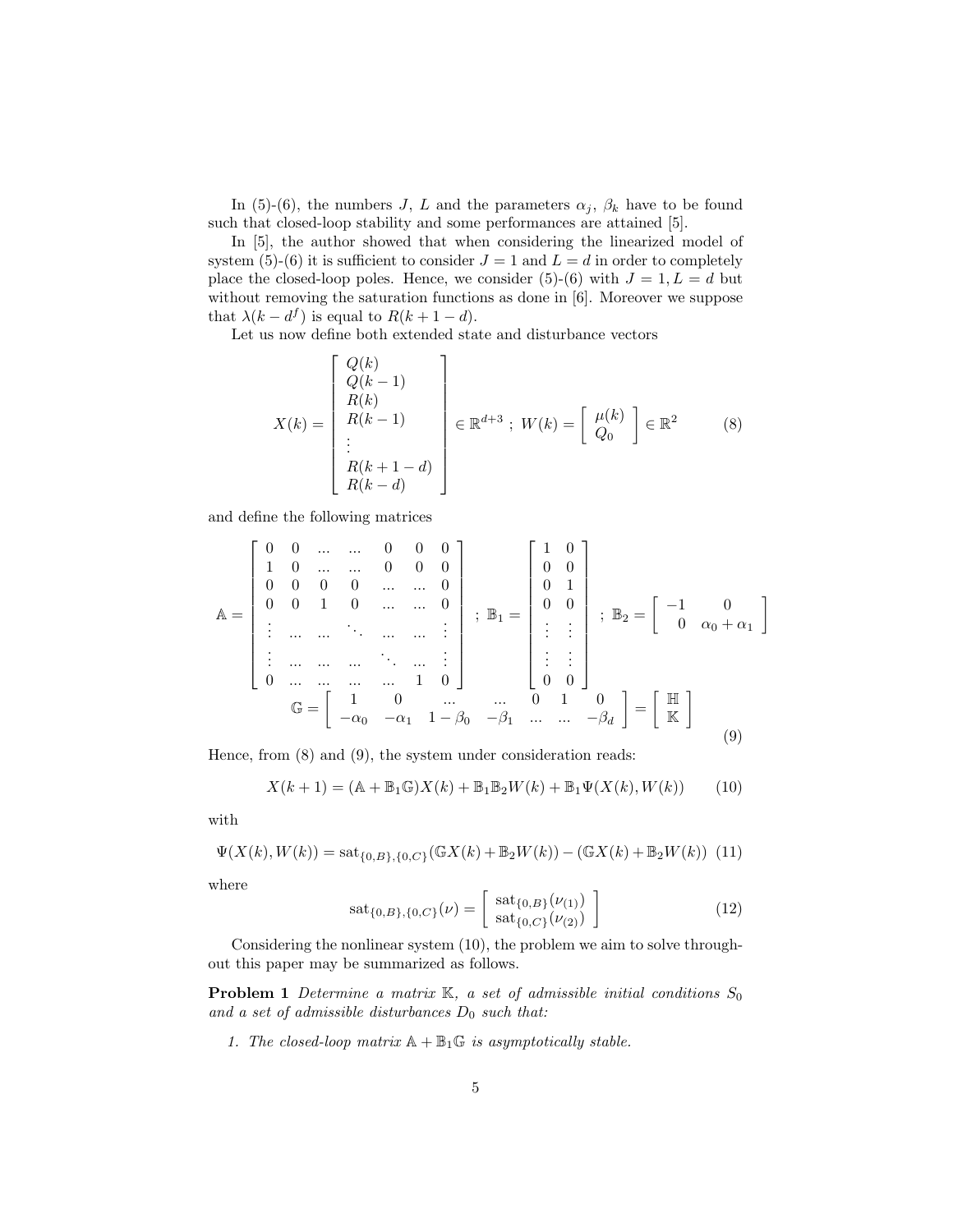In (5)-(6), the numbers $J$, $L$ and the parameters $\alpha_j$, $\beta_k$ have to be found such that closed-loop stability and some performances are attained [5].

In [5], the author showed that when considering the linearized model of system (5)-(6) it is sufficient to consider $J = 1$ and $L = d$ in order to completely place the closed-loop poles. Hence, we consider (5)-(6) with $J = 1, L = d$ but without removing the saturation functions as done in [6]. Moreover we suppose that $\lambda(k - d^f)$ is equal to $R(k + 1 - d)$.

Let us now define both extended state and disturbance vectors

$$X(k) = \begin{bmatrix} Q(k) \\ Q(k-1) \\ R(k) \\ R(k-1) \\ \vdots \\ R(k+1-d) \\ R(k-d) \end{bmatrix} \in \mathbb{R}^{d+3} \; ; \; W(k) = \begin{bmatrix} \mu(k) \\ Q_0 \end{bmatrix} \in \mathbb{R}^2 \tag{8}$$

and define the following matrices

$$\mathbb{A} = \begin{bmatrix} 0 & 0 & ... & ... & 0 & 0 & 0 \\ 1 & 0 & ... & ... & 0 & 0 & 0 \\ 0 & 0 & 0 & 0 & ... & ... & 0 \\ 0 & 0 & 1 & 0 & ... & ... & 0 \\ \vdots & ... & ... & \ddots & ... & ... & \vdots \\ \vdots & ... & ... & ... & \ddots & ... & \vdots \\ 0 & ... & ... & ... & ... & 1 & 0 \end{bmatrix} \; ; \; \mathbb{B}_1 = \begin{bmatrix} 1 & 0 \\ 0 & 0 \\ 0 & 1 \\ 0 & 0 \\ \vdots & \vdots \\ \vdots & \vdots \\ 0 & 0 \end{bmatrix} \; ; \; \mathbb{B}_2 = \begin{bmatrix} -1 & 0 \\ 0 & \alpha_0 + \alpha_1 \end{bmatrix}$$

$$\mathbb{G} = \begin{bmatrix} 1 & 0 & ... & ... & 0 & 1 & 0 \\ -\alpha_0 & -\alpha_1 & 1 - \beta_0 & -\beta_1 & ... & ... & -\beta_d \end{bmatrix} = \begin{bmatrix} \mathbb{H} \\ \mathbb{K} \end{bmatrix} \tag{9}$$

Hence, from (8) and (9), the system under consideration reads:

$$X(k+1) = (\mathbb{A} + \mathbb{B}_1 \mathbb{G}) X(k) + \mathbb{B}_1 \mathbb{B}_2 W(k) + \mathbb{B}_1 \Psi(X(k), W(k)) \tag{10}$$

with

$$\Psi(X(k), W(k)) = \text{sat}_{\{0,B\},\{0,C\}}(\mathbb{G}X(k) + \mathbb{B}_2 W(k)) - (\mathbb{G}X(k) + \mathbb{B}_2 W(k)) \tag{11}$$

where

$$\text{sat}_{\{0,B\},\{0,C\}}(\nu) = \begin{bmatrix} \text{sat}_{\{0,B\}}(\nu_{(1)}) \\ \text{sat}_{\{0,C\}}(\nu_{(2)}) \end{bmatrix} \tag{12}$$

Considering the nonlinear system (10), the problem we aim to solve throughout this paper may be summarized as follows.

**Problem 1** *Determine a matrix $\mathbb{K}$, a set of admissible initial conditions $S_0$ and a set of admissible disturbances $D_0$ such that:*

1. *The closed-loop matrix $\mathbb{A} + \mathbb{B}_1 \mathbb{G}$ is asymptotically stable.*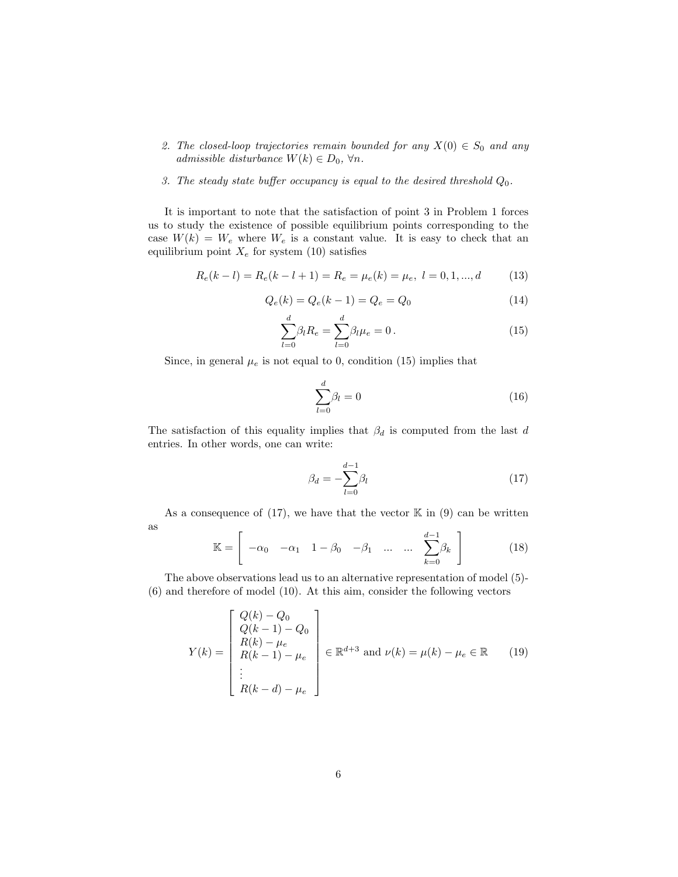2. *The closed-loop trajectories remain bounded for any $X(0) \in S_0$ and any admissible disturbance $W(k) \in D_0$, $\forall n$.*

3. *The steady state buffer occupancy is equal to the desired threshold $Q_0$.*

It is important to note that the satisfaction of point 3 in Problem 1 forces us to study the existence of possible equilibrium points corresponding to the case $W(k) = W_e$ where $W_e$ is a constant value. It is easy to check that an equilibrium point $X_e$ for system (10) satisfies

$$R_e(k-l) = R_e(k-l+1) = R_e = \mu_e(k) = \mu_e,\ l = 0, 1, ..., d \tag{13}$$

$$Q_e(k) = Q_e(k-1) = Q_e = Q_0 \tag{14}$$

$$\sum_{l=0}^{d} \beta_l R_e = \sum_{l=0}^{d} \beta_l \mu_e = 0\,. \tag{15}$$

Since, in general $\mu_e$ is not equal to 0, condition (15) implies that

$$\sum_{l=0}^{d} \beta_l = 0 \tag{16}$$

The satisfaction of this equality implies that $\beta_d$ is computed from the last $d$ entries. In other words, one can write:

$$\beta_d = -\sum_{l=0}^{d-1} \beta_l \tag{17}$$

As a consequence of (17), we have that the vector $\mathbb{K}$ in (9) can be written as

$$\mathbb{K} = \left[ \begin{array}{cccccccc} -\alpha_0 & -\alpha_1 & 1-\beta_0 & -\beta_1 & ... & ... & \displaystyle\sum_{k=0}^{d-1} \beta_k \end{array} \right] \tag{18}$$

The above observations lead us to an alternative representation of model (5)-(6) and therefore of model (10). At this aim, consider the following vectors

$$Y(k) = \left[ \begin{array}{l} Q(k) - Q_0 \\ Q(k-1) - Q_0 \\ R(k) - \mu_e \\ R(k-1) - \mu_e \\ \vdots \\ R(k-d) - \mu_e \end{array} \right] \in \mathbb{R}^{d+3} \text{ and } \nu(k) = \mu(k) - \mu_e \in \mathbb{R} \tag{19}$$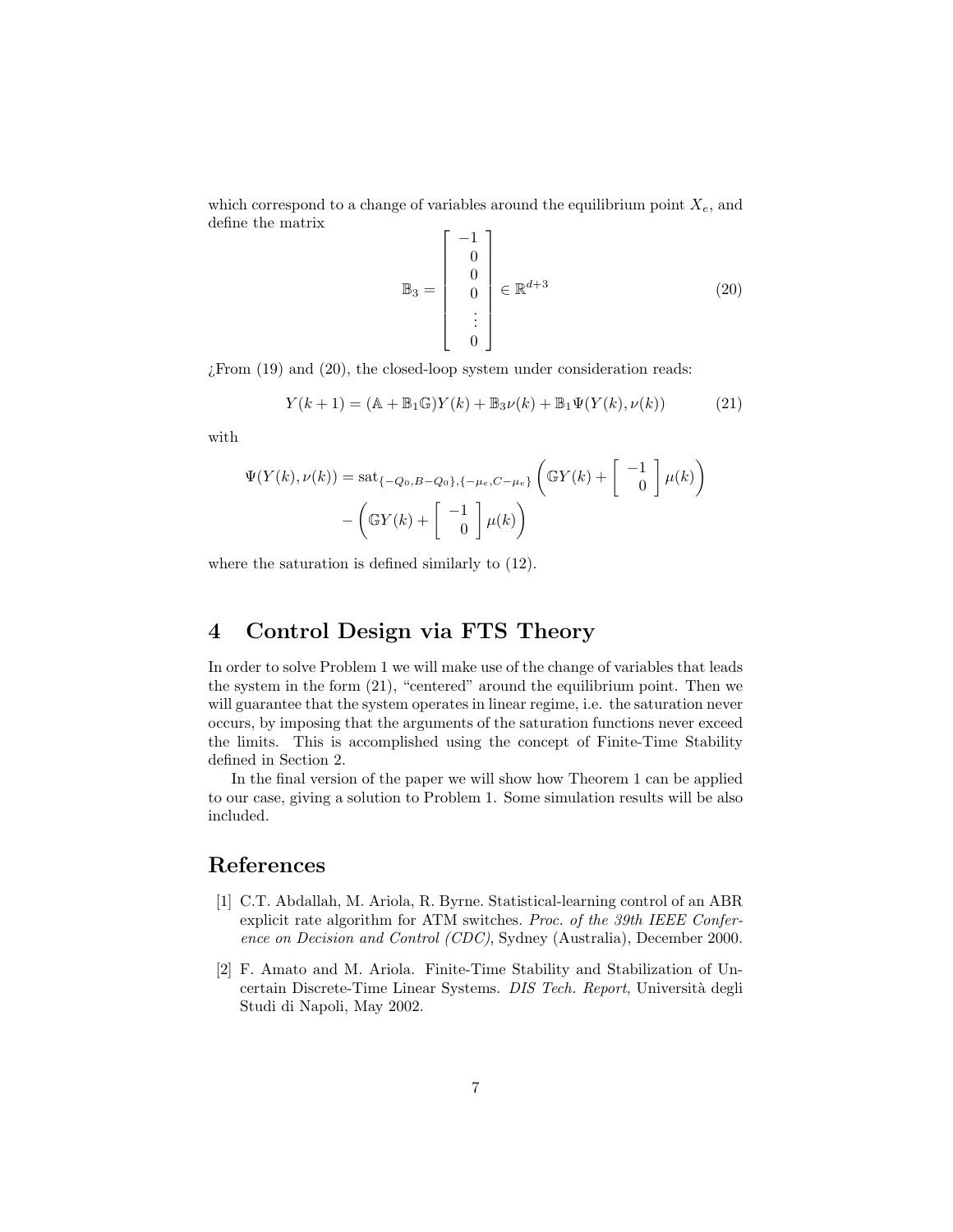which correspond to a change of variables around the equilibrium point $X_e$, and define the matrix

$$
\mathbb{B}_3 = \begin{bmatrix} -1 \\ 0 \\ 0 \\ 0 \\ \vdots \\ 0 \end{bmatrix} \in \mathbb{R}^{d+3} \tag{20}
$$

¿From (19) and (20), the closed-loop system under consideration reads:

$$
Y(k+1) = (\mathbb{A} + \mathbb{B}_1\mathbb{G})Y(k) + \mathbb{B}_3\nu(k) + \mathbb{B}_1\Psi(Y(k), \nu(k)) \tag{21}
$$

with

$$
\begin{aligned}
\Psi(Y(k), \nu(k)) = \mathrm{sat}_{\{-Q_0, B-Q_0\}, \{-\mu_e, C-\mu_e\}} \left( \mathbb{G}Y(k) + \begin{bmatrix} -1 \\ 0 \end{bmatrix} \mu(k) \right) \\
- \left( \mathbb{G}Y(k) + \begin{bmatrix} -1 \\ 0 \end{bmatrix} \mu(k) \right)
\end{aligned}
$$

where the saturation is defined similarly to (12).

## 4 Control Design via FTS Theory

In order to solve Problem 1 we will make use of the change of variables that leads the system in the form (21), "centered" around the equilibrium point. Then we will guarantee that the system operates in linear regime, i.e. the saturation never occurs, by imposing that the arguments of the saturation functions never exceed the limits. This is accomplished using the concept of Finite-Time Stability defined in Section 2.

In the final version of the paper we will show how Theorem 1 can be applied to our case, giving a solution to Problem 1. Some simulation results will be also included.

## References

[1] C.T. Abdallah, M. Ariola, R. Byrne. Statistical-learning control of an ABR explicit rate algorithm for ATM switches. *Proc. of the 39th IEEE Conference on Decision and Control (CDC)*, Sydney (Australia), December 2000.

[2] F. Amato and M. Ariola. Finite-Time Stability and Stabilization of Uncertain Discrete-Time Linear Systems. *DIS Tech. Report*, Università degli Studi di Napoli, May 2002.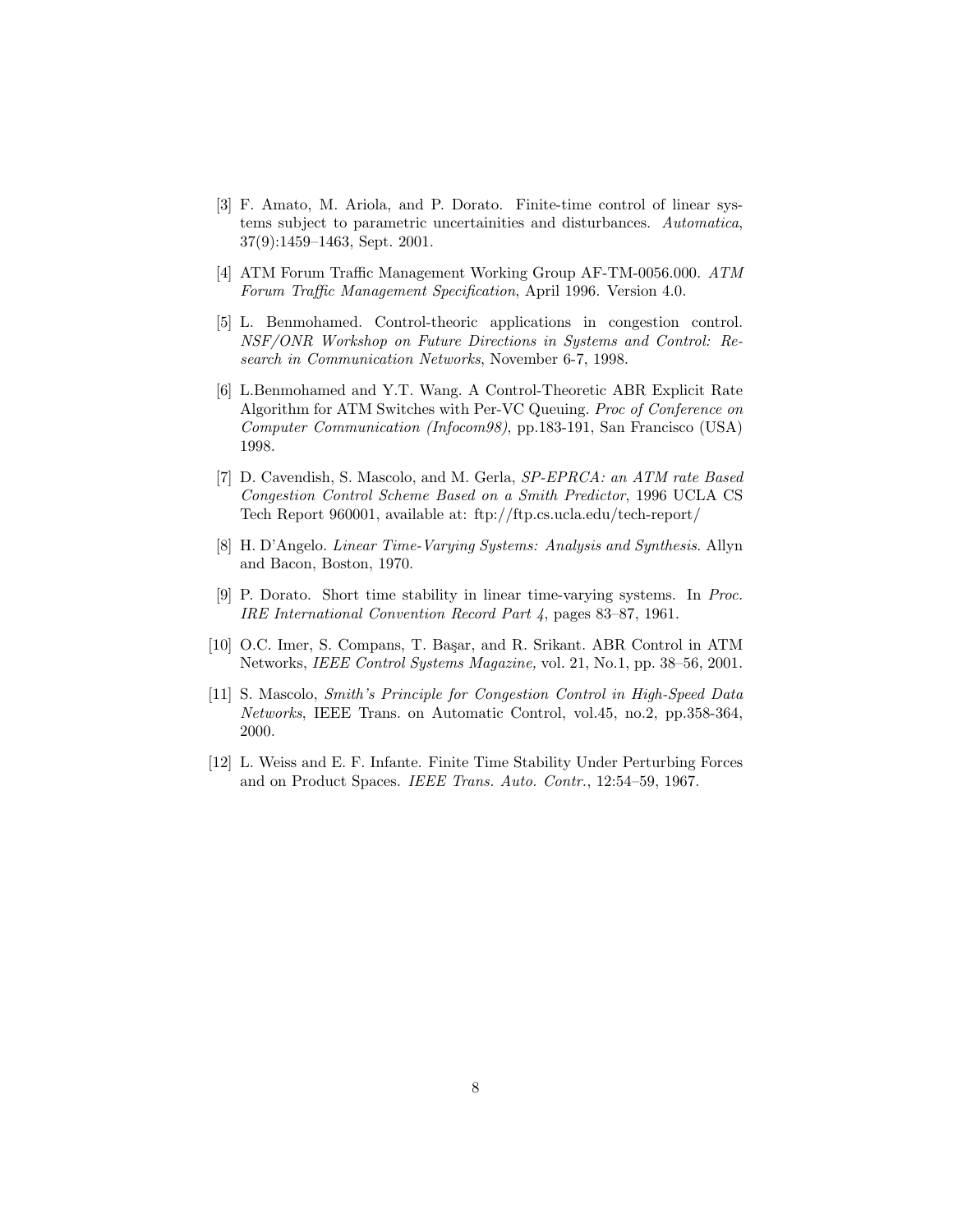[3] F. Amato, M. Ariola, and P. Dorato. Finite-time control of linear systems subject to parametric uncertainities and disturbances. *Automatica*, 37(9):1459–1463, Sept. 2001.

[4] ATM Forum Traffic Management Working Group AF-TM-0056.000. *ATM Forum Traffic Management Specification*, April 1996. Version 4.0.

[5] L. Benmohamed. Control-theoric applications in congestion control. *NSF/ONR Workshop on Future Directions in Systems and Control: Research in Communication Networks*, November 6-7, 1998.

[6] L.Benmohamed and Y.T. Wang. A Control-Theoretic ABR Explicit Rate Algorithm for ATM Switches with Per-VC Queuing. *Proc of Conference on Computer Communication (Infocom98)*, pp.183-191, San Francisco (USA) 1998.

[7] D. Cavendish, S. Mascolo, and M. Gerla, *SP-EPRCA: an ATM rate Based Congestion Control Scheme Based on a Smith Predictor*, 1996 UCLA CS Tech Report 960001, available at: ftp://ftp.cs.ucla.edu/tech-report/

[8] H. D'Angelo. *Linear Time-Varying Systems: Analysis and Synthesis*. Allyn and Bacon, Boston, 1970.

[9] P. Dorato. Short time stability in linear time-varying systems. In *Proc. IRE International Convention Record Part 4*, pages 83–87, 1961.

[10] O.C. Imer, S. Compans, T. Başar, and R. Srikant. ABR Control in ATM Networks, *IEEE Control Systems Magazine,* vol. 21, No.1, pp. 38–56, 2001.

[11] S. Mascolo, *Smith's Principle for Congestion Control in High-Speed Data Networks*, IEEE Trans. on Automatic Control, vol.45, no.2, pp.358-364, 2000.

[12] L. Weiss and E. F. Infante. Finite Time Stability Under Perturbing Forces and on Product Spaces. *IEEE Trans. Auto. Contr.*, 12:54–59, 1967.